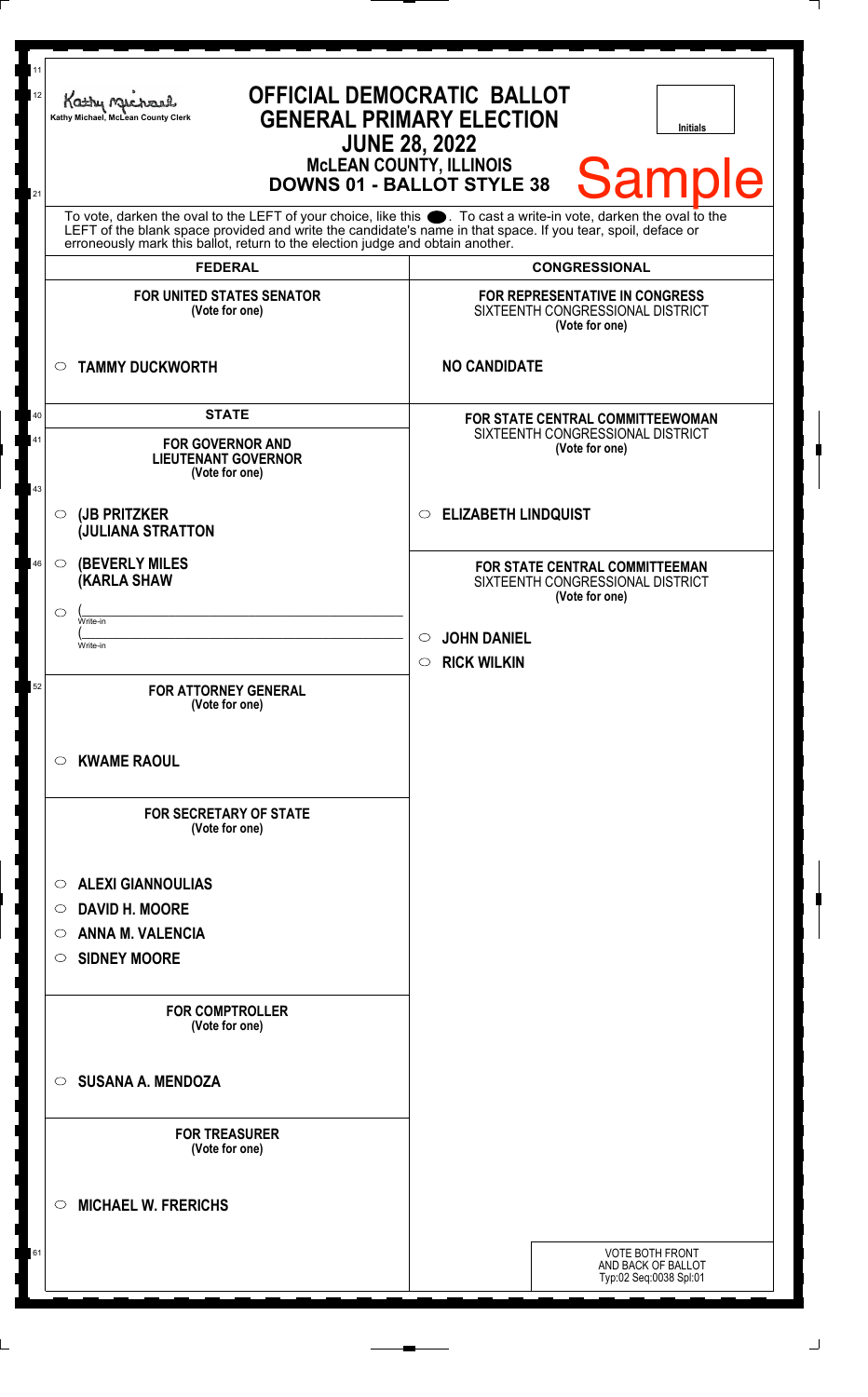Kathy Michael, McLean County Clerk

# OFFICIAL DEMOCRATIC BALLOT
# GENERAL PRIMARY ELECTION
## JUNE 28, 2022
### McLEAN COUNTY, ILLINOIS
### DOWNS 01 - BALLOT STYLE 38

Initials

**Sample**

To vote, darken the oval to the LEFT of your choice, like this ●. To cast a write-in vote, darken the oval to the LEFT of the blank space provided and write the candidate's name in that space. If you tear, spoil, deface or erroneously mark this ballot, return to the election judge and obtain another.

## FEDERAL

**FOR UNITED STATES SENATOR**
(Vote for one)

- ○ **TAMMY DUCKWORTH**

## STATE

**FOR GOVERNOR AND LIEUTENANT GOVERNOR**
(Vote for one)

- ○ **(JB PRITZKER (JULIANA STRATTON**
- ○ **(BEVERLY MILES (KARLA SHAW**
- ○ ( ______________ Write-in ( ______________ Write-in

**FOR ATTORNEY GENERAL**
(Vote for one)

- ○ **KWAME RAOUL**

**FOR SECRETARY OF STATE**
(Vote for one)

- ○ **ALEXI GIANNOULIAS**
- ○ **DAVID H. MOORE**
- ○ **ANNA M. VALENCIA**
- ○ **SIDNEY MOORE**

**FOR COMPTROLLER**
(Vote for one)

- ○ **SUSANA A. MENDOZA**

**FOR TREASURER**
(Vote for one)

- ○ **MICHAEL W. FRERICHS**

## CONGRESSIONAL

**FOR REPRESENTATIVE IN CONGRESS**
SIXTEENTH CONGRESSIONAL DISTRICT
(Vote for one)

**NO CANDIDATE**

**FOR STATE CENTRAL COMMITTEEWOMAN**
SIXTEENTH CONGRESSIONAL DISTRICT
(Vote for one)

- ○ **ELIZABETH LINDQUIST**

**FOR STATE CENTRAL COMMITTEEMAN**
SIXTEENTH CONGRESSIONAL DISTRICT
(Vote for one)

- ○ **JOHN DANIEL**
- ○ **RICK WILKIN**

VOTE BOTH FRONT AND BACK OF BALLOT
Typ:02 Seq:0038 Spl:01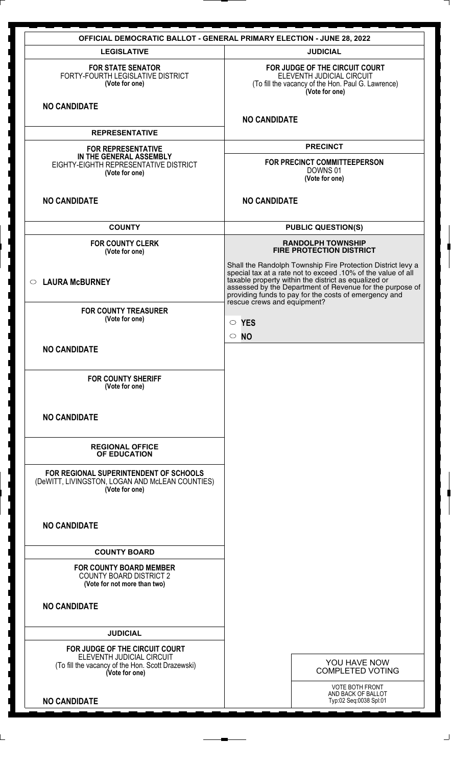# OFFICIAL DEMOCRATIC BALLOT - GENERAL PRIMARY ELECTION - JUNE 28, 2022

## LEGISLATIVE

**FOR STATE SENATOR**
FORTY-FOURTH LEGISLATIVE DISTRICT
**(Vote for one)**

**NO CANDIDATE**

## REPRESENTATIVE

**FOR REPRESENTATIVE IN THE GENERAL ASSEMBLY**
EIGHTY-EIGHTH REPRESENTATIVE DISTRICT
**(Vote for one)**

**NO CANDIDATE**

## COUNTY

**FOR COUNTY CLERK**
**(Vote for one)**

○ **LAURA McBURNEY**

**FOR COUNTY TREASURER**
**(Vote for one)**

**NO CANDIDATE**

**FOR COUNTY SHERIFF**
**(Vote for one)**

**NO CANDIDATE**

## REGIONAL OFFICE OF EDUCATION

**FOR REGIONAL SUPERINTENDENT OF SCHOOLS**
(DeWITT, LIVINGSTON, LOGAN AND McLEAN COUNTIES)
**(Vote for one)**

**NO CANDIDATE**

## COUNTY BOARD

**FOR COUNTY BOARD MEMBER**
COUNTY BOARD DISTRICT 2
**(Vote for not more than two)**

**NO CANDIDATE**

## JUDICIAL

**FOR JUDGE OF THE CIRCUIT COURT**
ELEVENTH JUDICIAL CIRCUIT
(To fill the vacancy of the Hon. Scott Drazewski)
**(Vote for one)**

**NO CANDIDATE**

## JUDICIAL

**FOR JUDGE OF THE CIRCUIT COURT**
ELEVENTH JUDICIAL CIRCUIT
(To fill the vacancy of the Hon. Paul G. Lawrence)
**(Vote for one)**

**NO CANDIDATE**

## PRECINCT

**FOR PRECINCT COMMITTEEPERSON**
DOWNS 01
**(Vote for one)**

**NO CANDIDATE**

## PUBLIC QUESTION(S)

**RANDOLPH TOWNSHIP FIRE PROTECTION DISTRICT**

Shall the Randolph Township Fire Protection District levy a special tax at a rate not to exceed .10% of the value of all taxable property within the district as equalized or assessed by the Department of Revenue for the purpose of providing funds to pay for the costs of emergency and rescue crews and equipment?

○ **YES**

○ **NO**

YOU HAVE NOW COMPLETED VOTING

VOTE BOTH FRONT AND BACK OF BALLOT
Typ:02 Seq:0038 Spl:01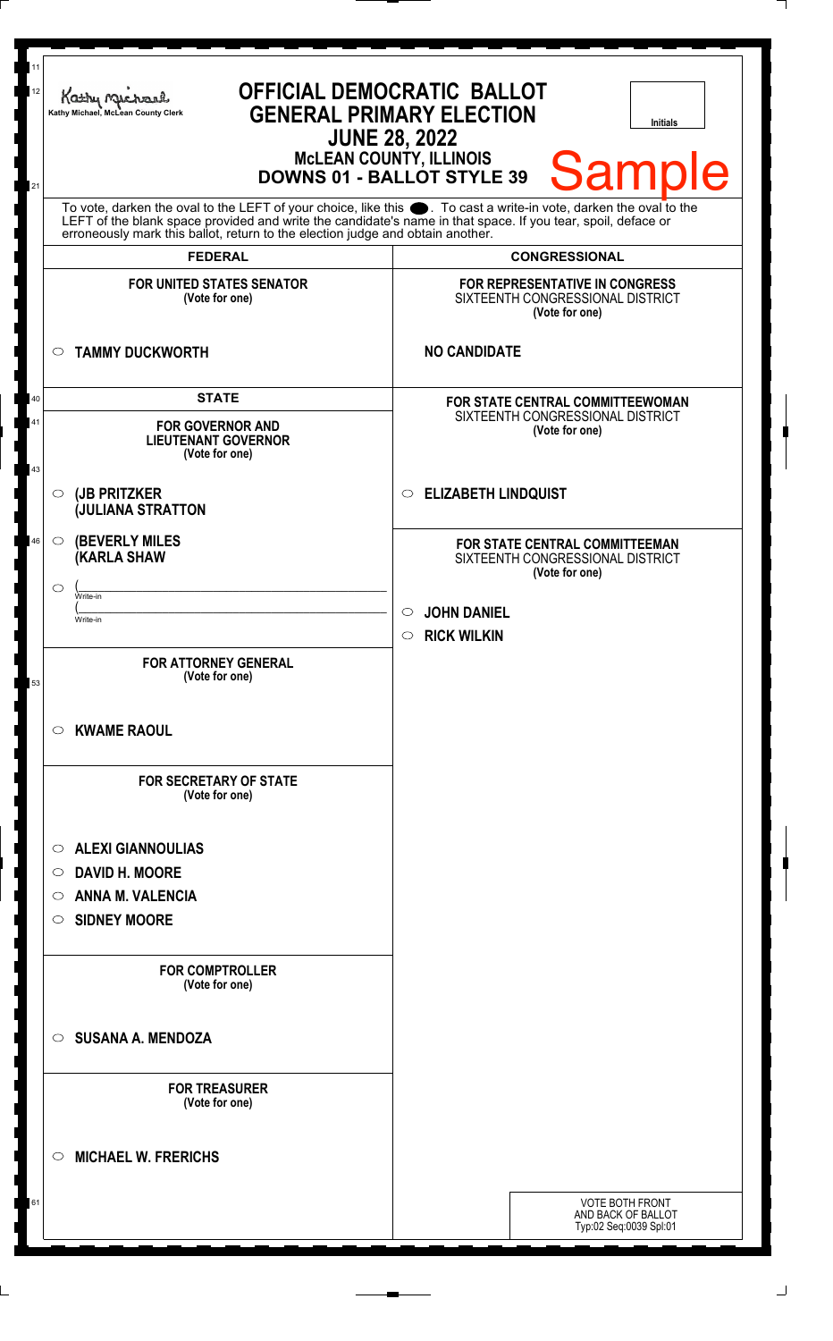Kathy Michael, McLean County Clerk

# OFFICIAL DEMOCRATIC BALLOT
## GENERAL PRIMARY ELECTION
## JUNE 28, 2022
### McLEAN COUNTY, ILLINOIS
### DOWNS 01 - BALLOT STYLE 39

Initials

Sample

To vote, darken the oval to the LEFT of your choice, like this ●. To cast a write-in vote, darken the oval to the LEFT of the blank space provided and write the candidate's name in that space. If you tear, spoil, deface or erroneously mark this ballot, return to the election judge and obtain another.

## FEDERAL

**FOR UNITED STATES SENATOR**
**(Vote for one)**

○ **TAMMY DUCKWORTH**

## STATE

**FOR GOVERNOR AND LIEUTENANT GOVERNOR**
**(Vote for one)**

○ **(JB PRITZKER**
**(JULIANA STRATTON**

○ **(BEVERLY MILES**
**(KARLA SHAW**

○ (______________________
Write-in
(______________________
Write-in

**FOR ATTORNEY GENERAL**
**(Vote for one)**

○ **KWAME RAOUL**

**FOR SECRETARY OF STATE**
**(Vote for one)**

○ **ALEXI GIANNOULIAS**
○ **DAVID H. MOORE**
○ **ANNA M. VALENCIA**
○ **SIDNEY MOORE**

**FOR COMPTROLLER**
**(Vote for one)**

○ **SUSANA A. MENDOZA**

**FOR TREASURER**
**(Vote for one)**

○ **MICHAEL W. FRERICHS**

## CONGRESSIONAL

**FOR REPRESENTATIVE IN CONGRESS**
SIXTEENTH CONGRESSIONAL DISTRICT
**(Vote for one)**

**NO CANDIDATE**

**FOR STATE CENTRAL COMMITTEEWOMAN**
SIXTEENTH CONGRESSIONAL DISTRICT
**(Vote for one)**

○ **ELIZABETH LINDQUIST**

**FOR STATE CENTRAL COMMITTEEMAN**
SIXTEENTH CONGRESSIONAL DISTRICT
**(Vote for one)**

○ **JOHN DANIEL**
○ **RICK WILKIN**

VOTE BOTH FRONT AND BACK OF BALLOT
Typ:02 Seq:0039 Spl:01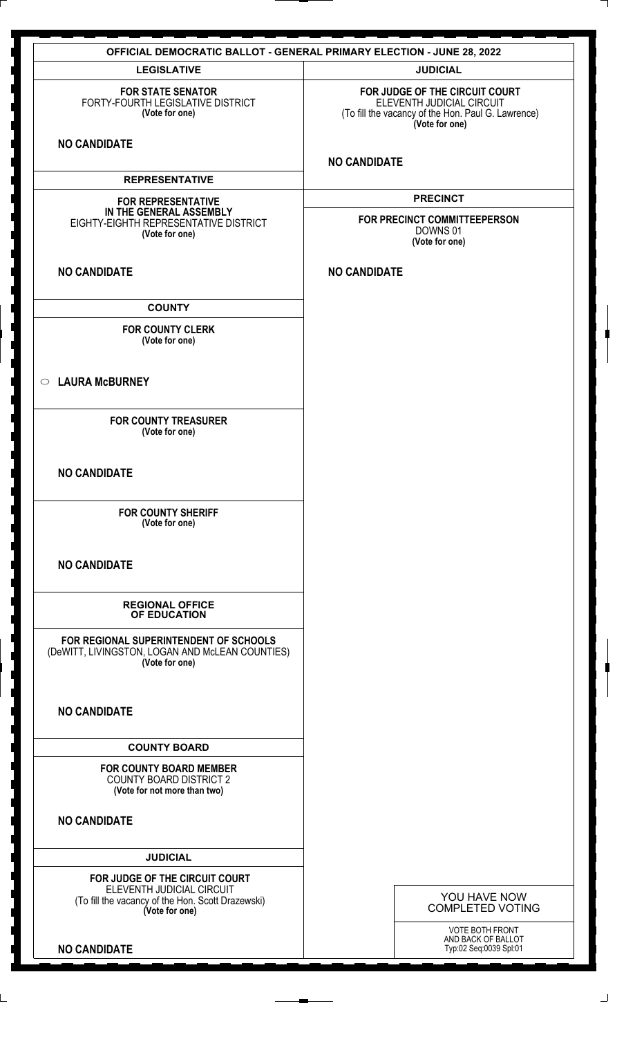# OFFICIAL DEMOCRATIC BALLOT - GENERAL PRIMARY ELECTION - JUNE 28, 2022

## LEGISLATIVE

**FOR STATE SENATOR**
FORTY-FOURTH LEGISLATIVE DISTRICT
**(Vote for one)**

**NO CANDIDATE**

## REPRESENTATIVE

**FOR REPRESENTATIVE IN THE GENERAL ASSEMBLY**
EIGHTY-EIGHTH REPRESENTATIVE DISTRICT
**(Vote for one)**

**NO CANDIDATE**

## COUNTY

**FOR COUNTY CLERK**
**(Vote for one)**

○ **LAURA McBURNEY**

**FOR COUNTY TREASURER**
**(Vote for one)**

**NO CANDIDATE**

**FOR COUNTY SHERIFF**
**(Vote for one)**

**NO CANDIDATE**

## REGIONAL OFFICE OF EDUCATION

**FOR REGIONAL SUPERINTENDENT OF SCHOOLS**
(DeWITT, LIVINGSTON, LOGAN AND McLEAN COUNTIES)
**(Vote for one)**

**NO CANDIDATE**

## COUNTY BOARD

**FOR COUNTY BOARD MEMBER**
COUNTY BOARD DISTRICT 2
**(Vote for not more than two)**

**NO CANDIDATE**

## JUDICIAL

**FOR JUDGE OF THE CIRCUIT COURT**
ELEVENTH JUDICIAL CIRCUIT
(To fill the vacancy of the Hon. Scott Drazewski)
**(Vote for one)**

**NO CANDIDATE**

## JUDICIAL

**FOR JUDGE OF THE CIRCUIT COURT**
ELEVENTH JUDICIAL CIRCUIT
(To fill the vacancy of the Hon. Paul G. Lawrence)
**(Vote for one)**

**NO CANDIDATE**

## PRECINCT

**FOR PRECINCT COMMITTEEPERSON**
DOWNS 01
**(Vote for one)**

**NO CANDIDATE**

YOU HAVE NOW COMPLETED VOTING

VOTE BOTH FRONT AND BACK OF BALLOT
Typ:02 Seq:0039 Spl:01